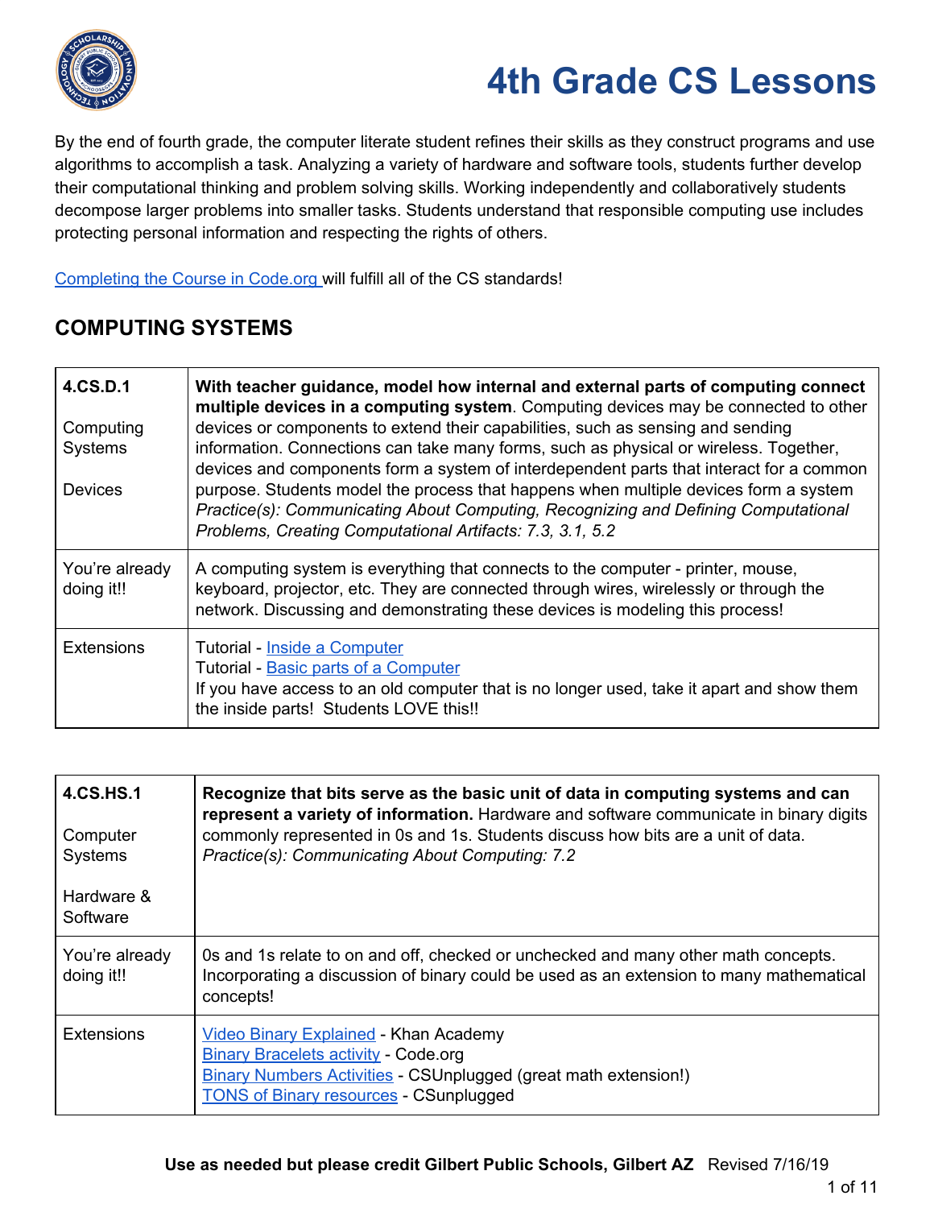# 4th Grade CS Lessons

By the end of fourth grade, the computer literate student refines their skills as they construct programs and use algorithms to accomplish a task. Analyzing a variety of hardware and software tools, students further develop their computational thinking and problem solving skills. Working independently and collaboratively students decompose larger problems into smaller tasks. Students understand that responsible computing use includes protecting personal information and respecting the rights of others.

Completing the Course in Code.org will fulfill all of the CS standards!

## COMPUTING SYSTEMS

| **4.CS.D.1**<br><br>Computing Systems<br><br>Devices | **With teacher guidance, model how internal and external parts of computing connect multiple devices in a computing system**. Computing devices may be connected to other devices or components to extend their capabilities, such as sensing and sending information. Connections can take many forms, such as physical or wireless. Together, devices and components form a system of interdependent parts that interact for a common purpose. Students model the process that happens when multiple devices form a system *Practice(s): Communicating About Computing, Recognizing and Defining Computational Problems, Creating Computational Artifacts: 7.3, 3.1, 5.2* |
|---|---|
| You're already doing it!! | A computing system is everything that connects to the computer - printer, mouse, keyboard, projector, etc. They are connected through wires, wirelessly or through the network. Discussing and demonstrating these devices is modeling this process! |
| Extensions | Tutorial - Inside a Computer<br>Tutorial - Basic parts of a Computer<br>If you have access to an old computer that is no longer used, take it apart and show them the inside parts! Students LOVE this!! |

| **4.CS.HS.1**<br><br>Computer Systems<br><br>Hardware & Software | **Recognize that bits serve as the basic unit of data in computing systems and can represent a variety of information.** Hardware and software communicate in binary digits commonly represented in 0s and 1s. Students discuss how bits are a unit of data. *Practice(s): Communicating About Computing: 7.2* |
|---|---|
| You're already doing it!! | 0s and 1s relate to on and off, checked or unchecked and many other math concepts. Incorporating a discussion of binary could be used as an extension to many mathematical concepts! |
| Extensions | Video Binary Explained - Khan Academy<br>Binary Bracelets activity - Code.org<br>Binary Numbers Activities - CSUnplugged (great math extension!)<br>TONS of Binary resources - CSunplugged |

**Use as needed but please credit Gilbert Public Schools, Gilbert AZ** Revised 7/16/19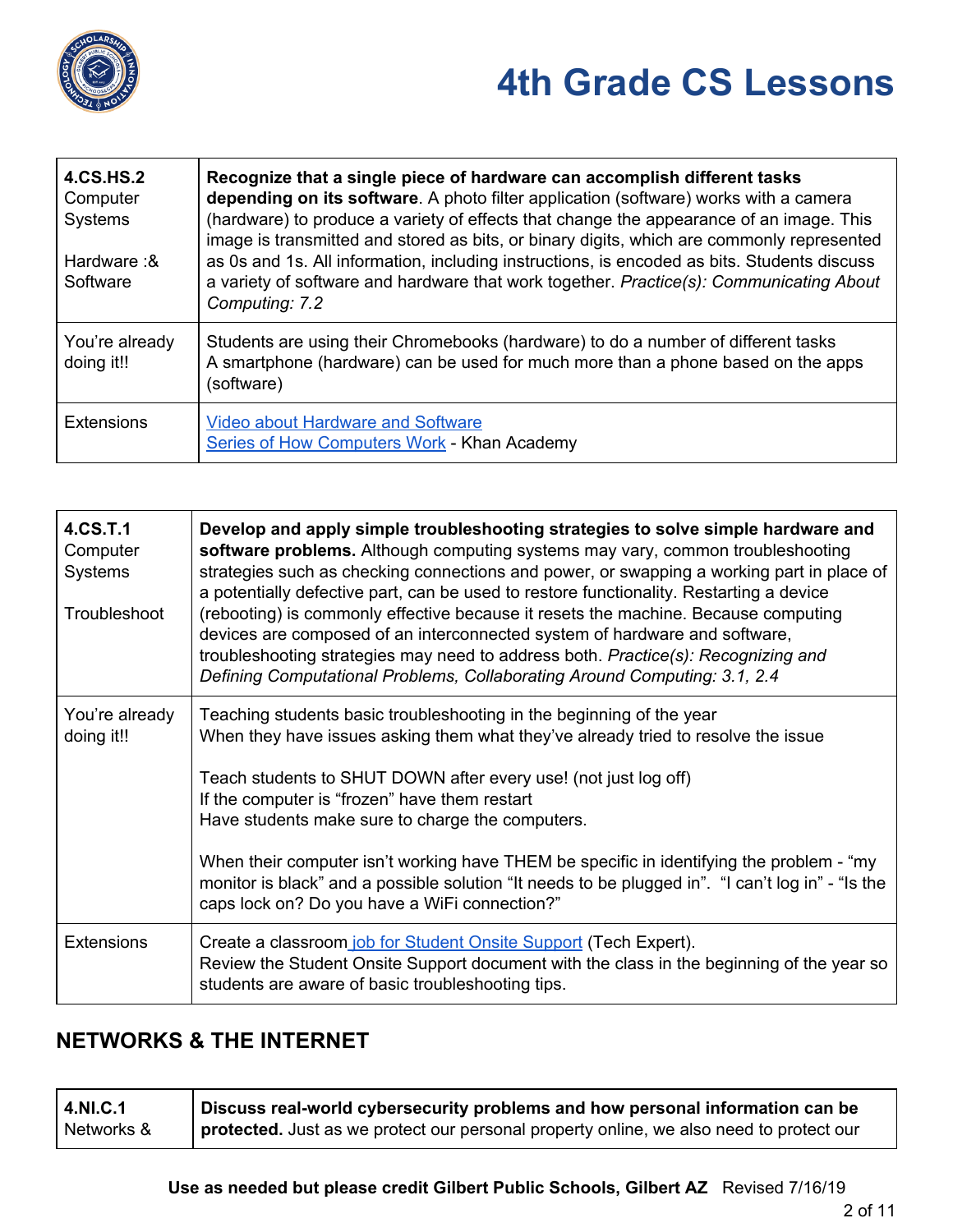| 4.CS.HS.2 Computer Systems Hardware :& Software | **Recognize that a single piece of hardware can accomplish different tasks depending on its software**. A photo filter application (software) works with a camera (hardware) to produce a variety of effects that change the appearance of an image. This image is transmitted and stored as bits, or binary digits, which are commonly represented as 0s and 1s. All information, including instructions, is encoded as bits. Students discuss a variety of software and hardware that work together. *Practice(s): Communicating About Computing: 7.2* |
|---|---|
| You're already doing it!! | Students are using their Chromebooks (hardware) to do a number of different tasks<br>A smartphone (hardware) can be used for much more than a phone based on the apps (software) |
| Extensions | Video about Hardware and Software<br>Series of How Computers Work - Khan Academy |

| 4.CS.T.1 Computer Systems Troubleshoot | **Develop and apply simple troubleshooting strategies to solve simple hardware and software problems.** Although computing systems may vary, common troubleshooting strategies such as checking connections and power, or swapping a working part in place of a potentially defective part, can be used to restore functionality. Restarting a device (rebooting) is commonly effective because it resets the machine. Because computing devices are composed of an interconnected system of hardware and software, troubleshooting strategies may need to address both. *Practice(s): Recognizing and Defining Computational Problems, Collaborating Around Computing: 3.1, 2.4* |
|---|---|
| You're already doing it!! | Teaching students basic troubleshooting in the beginning of the year<br>When they have issues asking them what they've already tried to resolve the issue<br><br>Teach students to SHUT DOWN after every use! (not just log off)<br>If the computer is "frozen" have them restart<br>Have students make sure to charge the computers.<br><br>When their computer isn't working have THEM be specific in identifying the problem - "my monitor is black" and a possible solution "It needs to be plugged in". "I can't log in" - "Is the caps lock on? Do you have a WiFi connection?" |
| Extensions | Create a classroom job for Student Onsite Support (Tech Expert).<br>Review the Student Onsite Support document with the class in the beginning of the year so students are aware of basic troubleshooting tips. |

## NETWORKS & THE INTERNET

| 4.NI.C.1 Networks & | **Discuss real-world cybersecurity problems and how personal information can be protected.** Just as we protect our personal property online, we also need to protect our |
|---|---|

**Use as needed but please credit Gilbert Public Schools, Gilbert AZ** Revised 7/16/19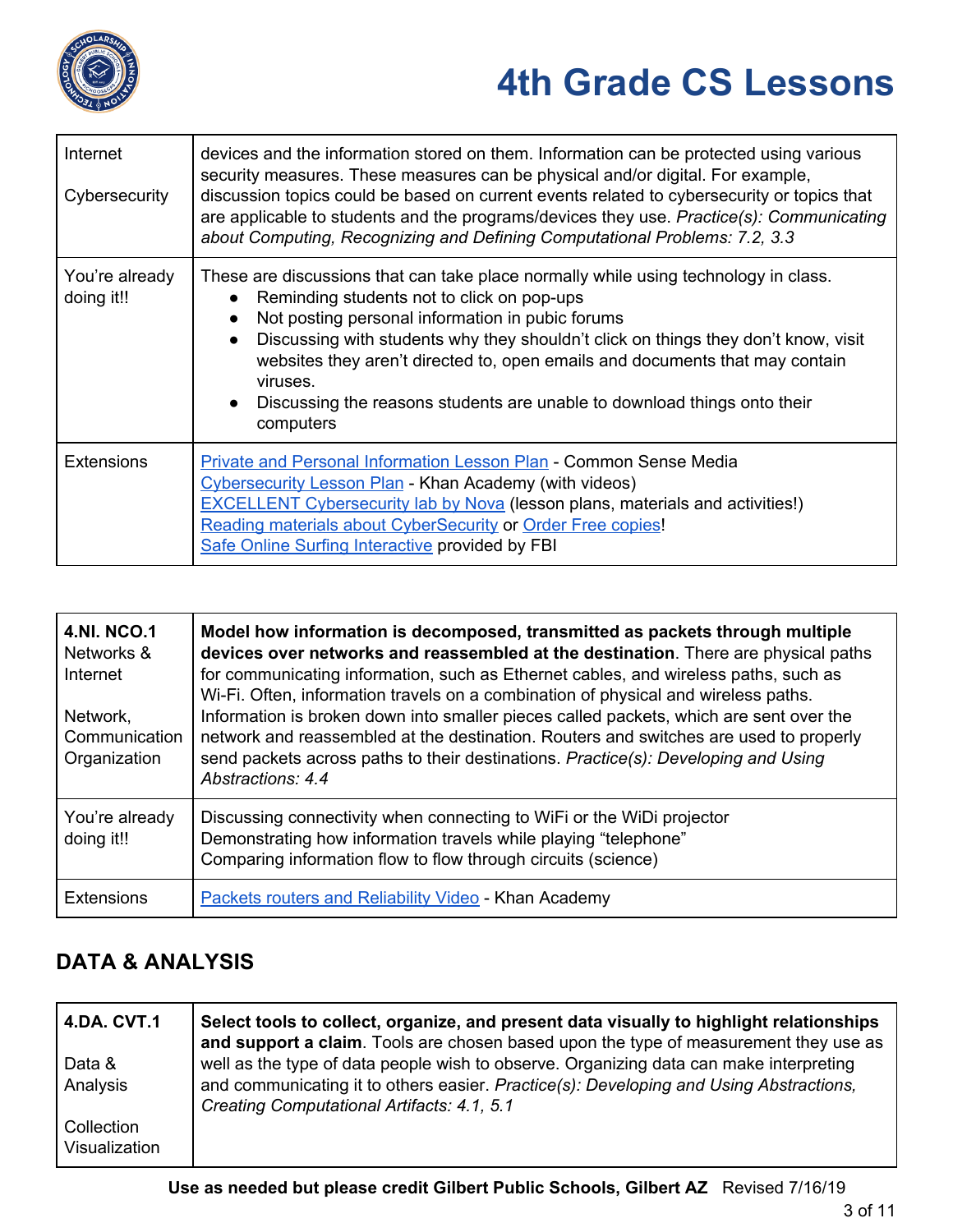| Internet<br><br>Cybersecurity | devices and the information stored on them. Information can be protected using various security measures. These measures can be physical and/or digital. For example, discussion topics could be based on current events related to cybersecurity or topics that are applicable to students and the programs/devices they use. *Practice(s): Communicating about Computing, Recognizing and Defining Computational Problems: 7.2, 3.3* |
|---|---|
| You're already doing it!! | These are discussions that can take place normally while using technology in class.<br>● Reminding students not to click on pop-ups<br>● Not posting personal information in pubic forums<br>● Discussing with students why they shouldn't click on things they don't know, visit websites they aren't directed to, open emails and documents that may contain viruses.<br>● Discussing the reasons students are unable to download things onto their computers |
| Extensions | Private and Personal Information Lesson Plan - Common Sense Media<br>Cybersecurity Lesson Plan - Khan Academy (with videos)<br>EXCELLENT Cybersecurity lab by Nova (lesson plans, materials and activities!)<br>Reading materials about CyberSecurity or Order Free copies!<br>Safe Online Surfing Interactive provided by FBI |

| **4.NI. NCO.1**<br>Networks & Internet<br><br>Network, Communication Organization | **Model how information is decomposed, transmitted as packets through multiple devices over networks and reassembled at the destination**. There are physical paths for communicating information, such as Ethernet cables, and wireless paths, such as Wi-Fi. Often, information travels on a combination of physical and wireless paths. Information is broken down into smaller pieces called packets, which are sent over the network and reassembled at the destination. Routers and switches are used to properly send packets across paths to their destinations. *Practice(s): Developing and Using Abstractions: 4.4* |
|---|---|
| You're already doing it!! | Discussing connectivity when connecting to WiFi or the WiDi projector<br>Demonstrating how information travels while playing "telephone"<br>Comparing information flow to flow through circuits (science) |
| Extensions | Packets routers and Reliability Video - Khan Academy |

## DATA & ANALYSIS

| **4.DA. CVT.1**<br><br>Data & Analysis<br><br>Collection Visualization | **Select tools to collect, organize, and present data visually to highlight relationships and support a claim**. Tools are chosen based upon the type of measurement they use as well as the type of data people wish to observe. Organizing data can make interpreting and communicating it to others easier. *Practice(s): Developing and Using Abstractions, Creating Computational Artifacts: 4.1, 5.1* |
|---|---|

**Use as needed but please credit Gilbert Public Schools, Gilbert AZ** Revised 7/16/19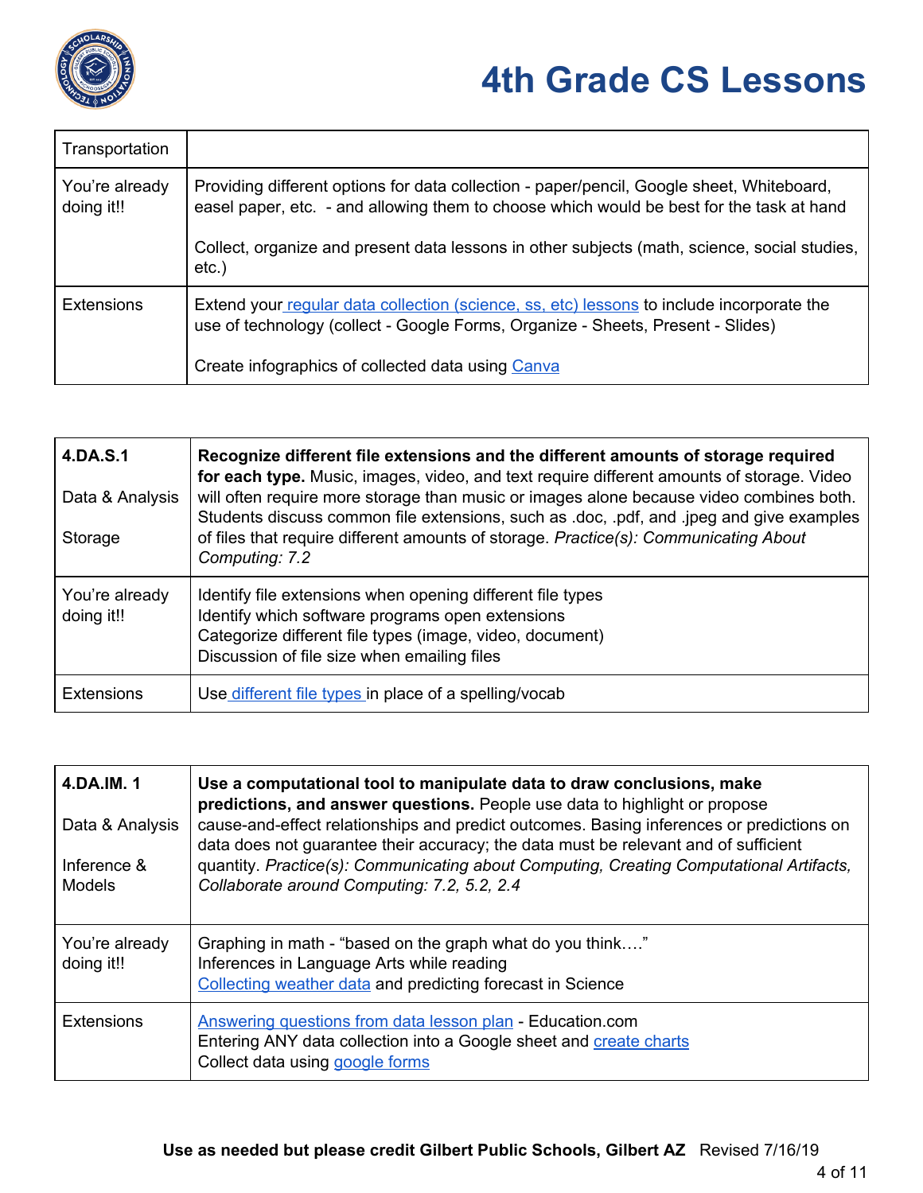| Transportation | |
|---|---|
| You're already doing it!! | Providing different options for data collection - paper/pencil, Google sheet, Whiteboard, easel paper, etc.  - and allowing them to choose which would be best for the task at hand<br><br>Collect, organize and present data lessons in other subjects (math, science, social studies, etc.) |
| Extensions | Extend your regular data collection (science, ss, etc) lessons to include incorporate the use of technology (collect - Google Forms, Organize - Sheets, Present - Slides)<br><br>Create infographics of collected data using Canva |

| 4.DA.S.1<br><br>Data & Analysis<br><br>Storage | **Recognize different file extensions and the different amounts of storage required for each type.** Music, images, video, and text require different amounts of storage. Video will often require more storage than music or images alone because video combines both. Students discuss common file extensions, such as .doc, .pdf, and .jpeg and give examples of files that require different amounts of storage. *Practice(s): Communicating About Computing: 7.2* |
|---|---|
| You're already doing it!! | Identify file extensions when opening different file types<br>Identify which software programs open extensions<br>Categorize different file types (image, video, document)<br>Discussion of file size when emailing files |
| Extensions | Use different file types in place of a spelling/vocab |

| 4.DA.IM. 1<br><br>Data & Analysis<br><br>Inference & Models | **Use a computational tool to manipulate data to draw conclusions, make predictions, and answer questions.** People use data to highlight or propose cause-and-effect relationships and predict outcomes. Basing inferences or predictions on data does not guarantee their accuracy; the data must be relevant and of sufficient quantity. *Practice(s): Communicating about Computing, Creating Computational Artifacts, Collaborate around Computing: 7.2, 5.2, 2.4* |
|---|---|
| You're already doing it!! | Graphing in math - "based on the graph what do you think…."<br>Inferences in Language Arts while reading<br>Collecting weather data and predicting forecast in Science |
| Extensions | Answering questions from data lesson plan - Education.com<br>Entering ANY data collection into a Google sheet and create charts<br>Collect data using google forms |

**Use as needed but please credit Gilbert Public Schools, Gilbert AZ** Revised 7/16/19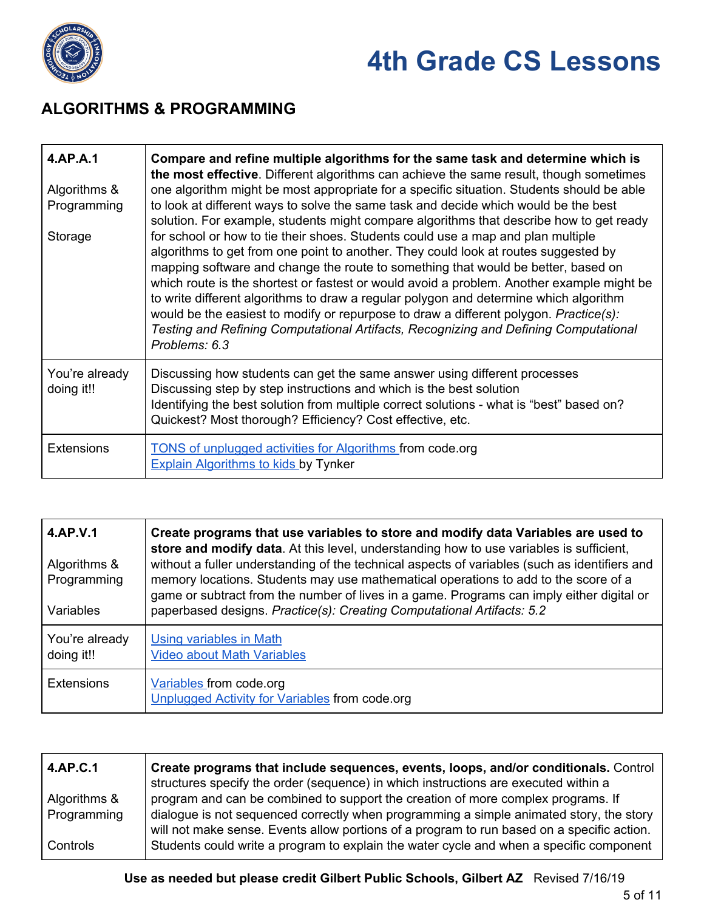## ALGORITHMS & PROGRAMMING

| | |
|---|---|
| **4.AP.A.1**<br><br>Algorithms & Programming<br><br>Storage | **Compare and refine multiple algorithms for the same task and determine which is the most effective**. Different algorithms can achieve the same result, though sometimes one algorithm might be most appropriate for a specific situation. Students should be able to look at different ways to solve the same task and decide which would be the best solution. For example, students might compare algorithms that describe how to get ready for school or how to tie their shoes. Students could use a map and plan multiple algorithms to get from one point to another. They could look at routes suggested by mapping software and change the route to something that would be better, based on which route is the shortest or fastest or would avoid a problem. Another example might be to write different algorithms to draw a regular polygon and determine which algorithm would be the easiest to modify or repurpose to draw a different polygon. *Practice(s): Testing and Refining Computational Artifacts, Recognizing and Defining Computational Problems: 6.3* |
| You're already doing it!! | Discussing how students can get the same answer using different processes<br>Discussing step by step instructions and which is the best solution<br>Identifying the best solution from multiple correct solutions - what is "best" based on? Quickest? Most thorough? Efficiency? Cost effective, etc. |
| Extensions | TONS of unplugged activities for Algorithms from code.org<br>Explain Algorithms to kids by Tynker |

| | |
|---|---|
| **4.AP.V.1**<br><br>Algorithms & Programming<br><br>Variables | **Create programs that use variables to store and modify data Variables are used to store and modify data**. At this level, understanding how to use variables is sufficient, without a fuller understanding of the technical aspects of variables (such as identifiers and memory locations. Students may use mathematical operations to add to the score of a game or subtract from the number of lives in a game. Programs can imply either digital or paperbased designs. *Practice(s): Creating Computational Artifacts: 5.2* |
| You're already doing it!! | Using variables in Math<br>Video about Math Variables |
| Extensions | Variables from code.org<br>Unplugged Activity for Variables from code.org |

| | |
|---|---|
| **4.AP.C.1**<br><br>Algorithms & Programming<br><br>Controls | **Create programs that include sequences, events, loops, and/or conditionals.** Control structures specify the order (sequence) in which instructions are executed within a program and can be combined to support the creation of more complex programs. If dialogue is not sequenced correctly when programming a simple animated story, the story will not make sense. Events allow portions of a program to run based on a specific action. Students could write a program to explain the water cycle and when a specific component |

**Use as needed but please credit Gilbert Public Schools, Gilbert AZ** Revised 7/16/19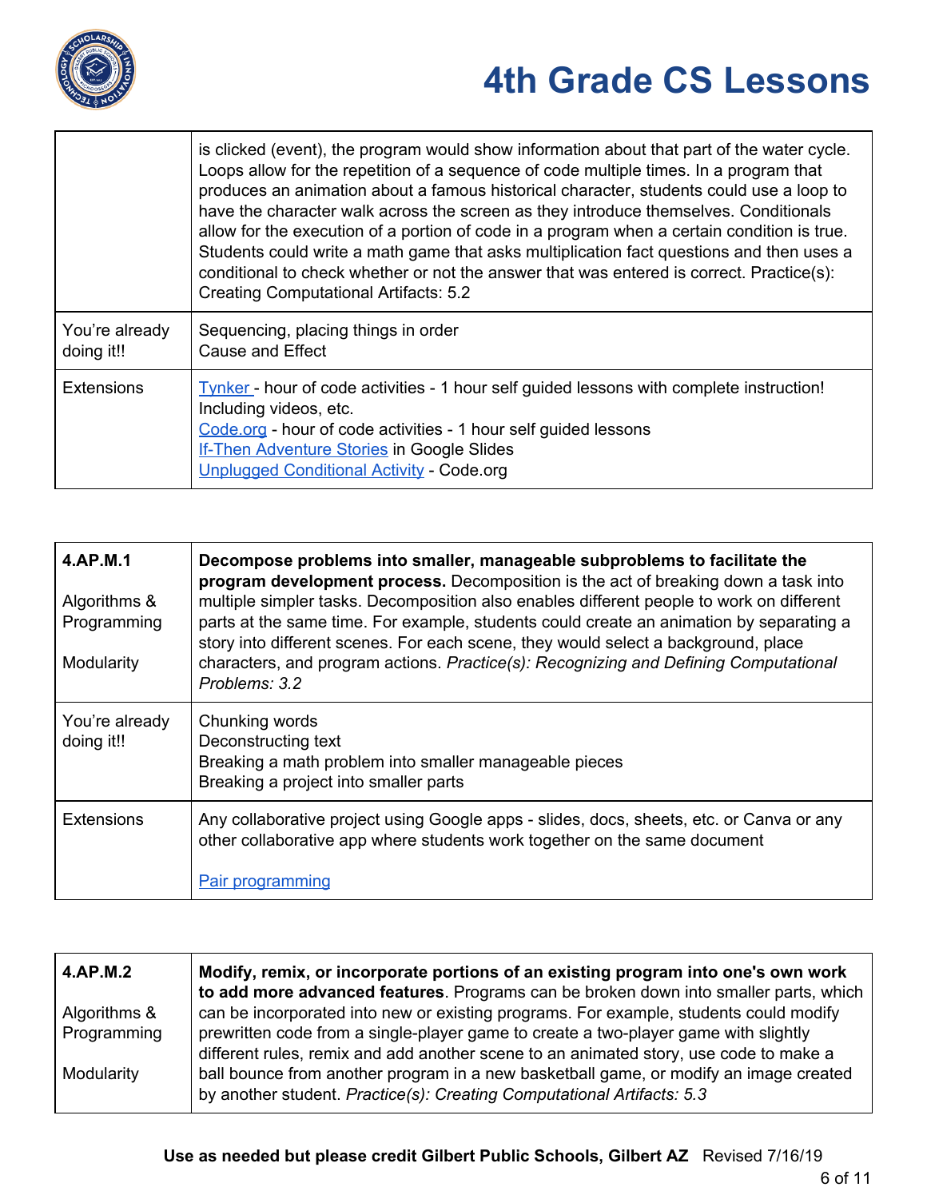|  |  |
|---|---|
|  | is clicked (event), the program would show information about that part of the water cycle. Loops allow for the repetition of a sequence of code multiple times. In a program that produces an animation about a famous historical character, students could use a loop to have the character walk across the screen as they introduce themselves. Conditionals allow for the execution of a portion of code in a program when a certain condition is true. Students could write a math game that asks multiplication fact questions and then uses a conditional to check whether or not the answer that was entered is correct. Practice(s): Creating Computational Artifacts: 5.2 |
| You're already doing it!! | Sequencing, placing things in order<br>Cause and Effect |
| Extensions | Tynker - hour of code activities - 1 hour self guided lessons with complete instruction! Including videos, etc.<br>Code.org - hour of code activities - 1 hour self guided lessons<br>If-Then Adventure Stories in Google Slides<br>Unplugged Conditional Activity - Code.org |

| **4.AP.M.1**<br><br>Algorithms & Programming<br><br>Modularity | **Decompose problems into smaller, manageable subproblems to facilitate the program development process.** Decomposition is the act of breaking down a task into multiple simpler tasks. Decomposition also enables different people to work on different parts at the same time. For example, students could create an animation by separating a story into different scenes. For each scene, they would select a background, place characters, and program actions. *Practice(s): Recognizing and Defining Computational Problems: 3.2* |
|---|---|
| You're already doing it!! | Chunking words<br>Deconstructing text<br>Breaking a math problem into smaller manageable pieces<br>Breaking a project into smaller parts |
| Extensions | Any collaborative project using Google apps - slides, docs, sheets, etc. or Canva or any other collaborative app where students work together on the same document<br><br>Pair programming |

| **4.AP.M.2**<br><br>Algorithms & Programming<br><br>Modularity | **Modify, remix, or incorporate portions of an existing program into one's own work to add more advanced features**. Programs can be broken down into smaller parts, which can be incorporated into new or existing programs. For example, students could modify prewritten code from a single-player game to create a two-player game with slightly different rules, remix and add another scene to an animated story, use code to make a ball bounce from another program in a new basketball game, or modify an image created by another student. *Practice(s): Creating Computational Artifacts: 5.3* |
|---|---|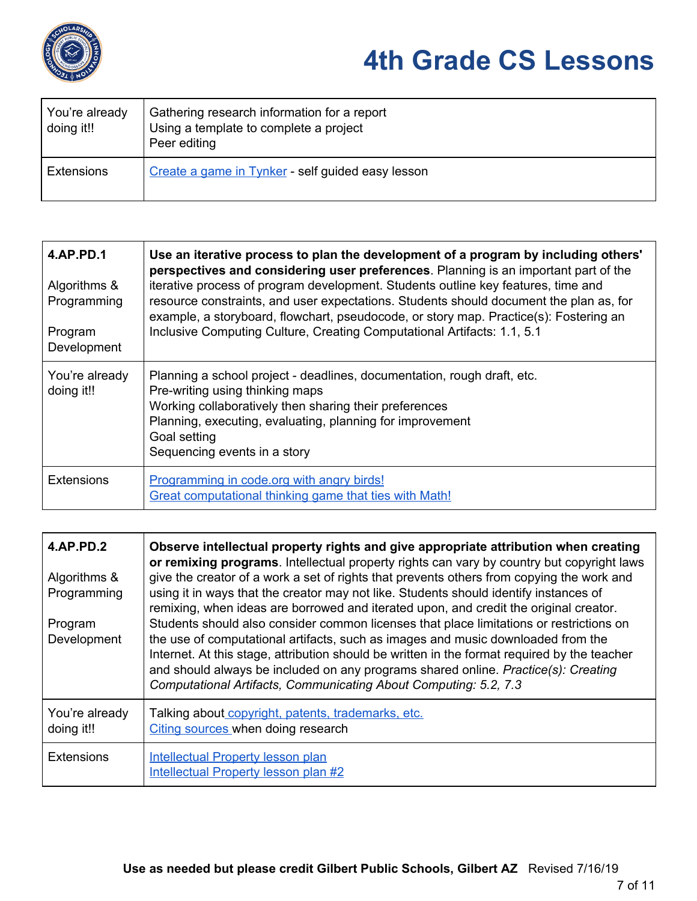# 4th Grade CS Lessons

| | |
|---|---|
| You're already doing it!! | Gathering research information for a report<br>Using a template to complete a project<br>Peer editing |
| Extensions | Create a game in Tynker - self guided easy lesson |

| | |
|---|---|
| **4.AP.PD.1**<br><br>Algorithms & Programming<br><br>Program Development | **Use an iterative process to plan the development of a program by including others' perspectives and considering user preferences**. Planning is an important part of the iterative process of program development. Students outline key features, time and resource constraints, and user expectations. Students should document the plan as, for example, a storyboard, flowchart, pseudocode, or story map. Practice(s): Fostering an Inclusive Computing Culture, Creating Computational Artifacts: 1.1, 5.1 |
| You're already doing it!! | Planning a school project - deadlines, documentation, rough draft, etc.<br>Pre-writing using thinking maps<br>Working collaboratively then sharing their preferences<br>Planning, executing, evaluating, planning for improvement<br>Goal setting<br>Sequencing events in a story |
| Extensions | Programming in code.org with angry birds!<br>Great computational thinking game that ties with Math! |

| | |
|---|---|
| **4.AP.PD.2**<br><br>Algorithms & Programming<br><br>Program Development | **Observe intellectual property rights and give appropriate attribution when creating or remixing programs**. Intellectual property rights can vary by country but copyright laws give the creator of a work a set of rights that prevents others from copying the work and using it in ways that the creator may not like. Students should identify instances of remixing, when ideas are borrowed and iterated upon, and credit the original creator. Students should also consider common licenses that place limitations or restrictions on the use of computational artifacts, such as images and music downloaded from the Internet. At this stage, attribution should be written in the format required by the teacher and should always be included on any programs shared online. *Practice(s): Creating Computational Artifacts, Communicating About Computing: 5.2, 7.3* |
| You're already doing it!! | Talking about copyright, patents, trademarks, etc.<br>Citing sources when doing research |
| Extensions | Intellectual Property lesson plan<br>Intellectual Property lesson plan #2 |

**Use as needed but please credit Gilbert Public Schools, Gilbert AZ** Revised 7/16/19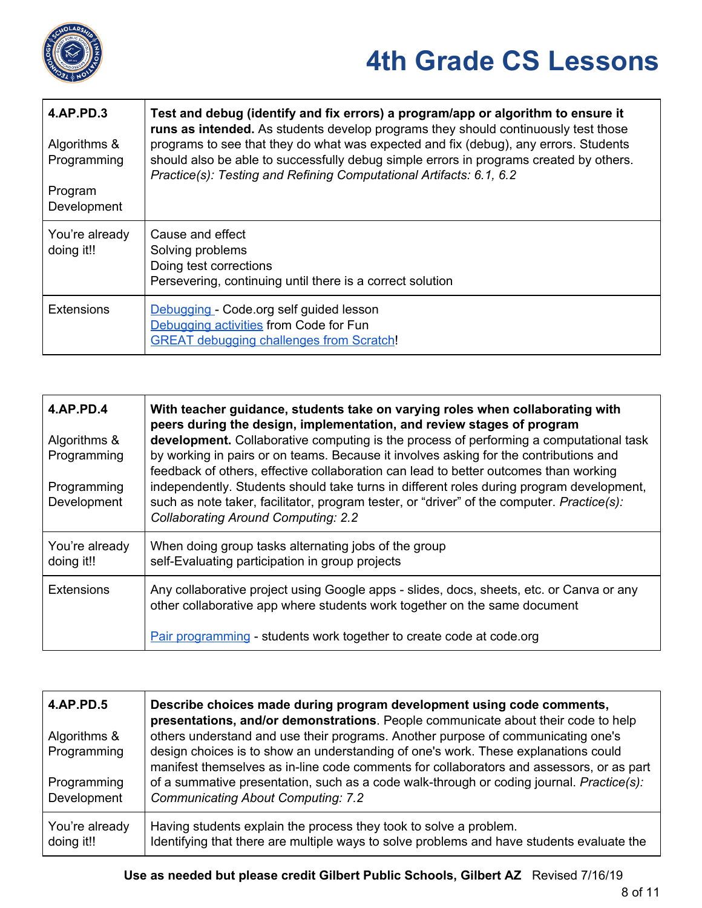# 4th Grade CS Lessons

| 4.AP.PD.3<br><br>Algorithms & Programming<br><br>Program Development | **Test and debug (identify and fix errors) a program/app or algorithm to ensure it runs as intended.** As students develop programs they should continuously test those programs to see that they do what was expected and fix (debug), any errors. Students should also be able to successfully debug simple errors in programs created by others. *Practice(s): Testing and Refining Computational Artifacts: 6.1, 6.2* |
|---|---|
| You're already doing it!! | Cause and effect<br>Solving problems<br>Doing test corrections<br>Persevering, continuing until there is a correct solution |
| Extensions | Debugging - Code.org self guided lesson<br>Debugging activities from Code for Fun<br>GREAT debugging challenges from Scratch! |

| 4.AP.PD.4<br><br>Algorithms & Programming<br><br>Programming Development | **With teacher guidance, students take on varying roles when collaborating with peers during the design, implementation, and review stages of program development.** Collaborative computing is the process of performing a computational task by working in pairs or on teams. Because it involves asking for the contributions and feedback of others, effective collaboration can lead to better outcomes than working independently. Students should take turns in different roles during program development, such as note taker, facilitator, program tester, or "driver" of the computer. *Practice(s): Collaborating Around Computing: 2.2* |
|---|---|
| You're already doing it!! | When doing group tasks alternating jobs of the group<br>self-Evaluating participation in group projects |
| Extensions | Any collaborative project using Google apps - slides, docs, sheets, etc. or Canva or any other collaborative app where students work together on the same document<br><br>Pair programming - students work together to create code at code.org |

| 4.AP.PD.5<br><br>Algorithms & Programming<br><br>Programming Development | **Describe choices made during program development using code comments, presentations, and/or demonstrations**. People communicate about their code to help others understand and use their programs. Another purpose of communicating one's design choices is to show an understanding of one's work. These explanations could manifest themselves as in-line code comments for collaborators and assessors, or as part of a summative presentation, such as a code walk-through or coding journal. *Practice(s): Communicating About Computing: 7.2* |
|---|---|
| You're already doing it!! | Having students explain the process they took to solve a problem.<br>Identifying that there are multiple ways to solve problems and have students evaluate the |

**Use as needed but please credit Gilbert Public Schools, Gilbert AZ** Revised 7/16/19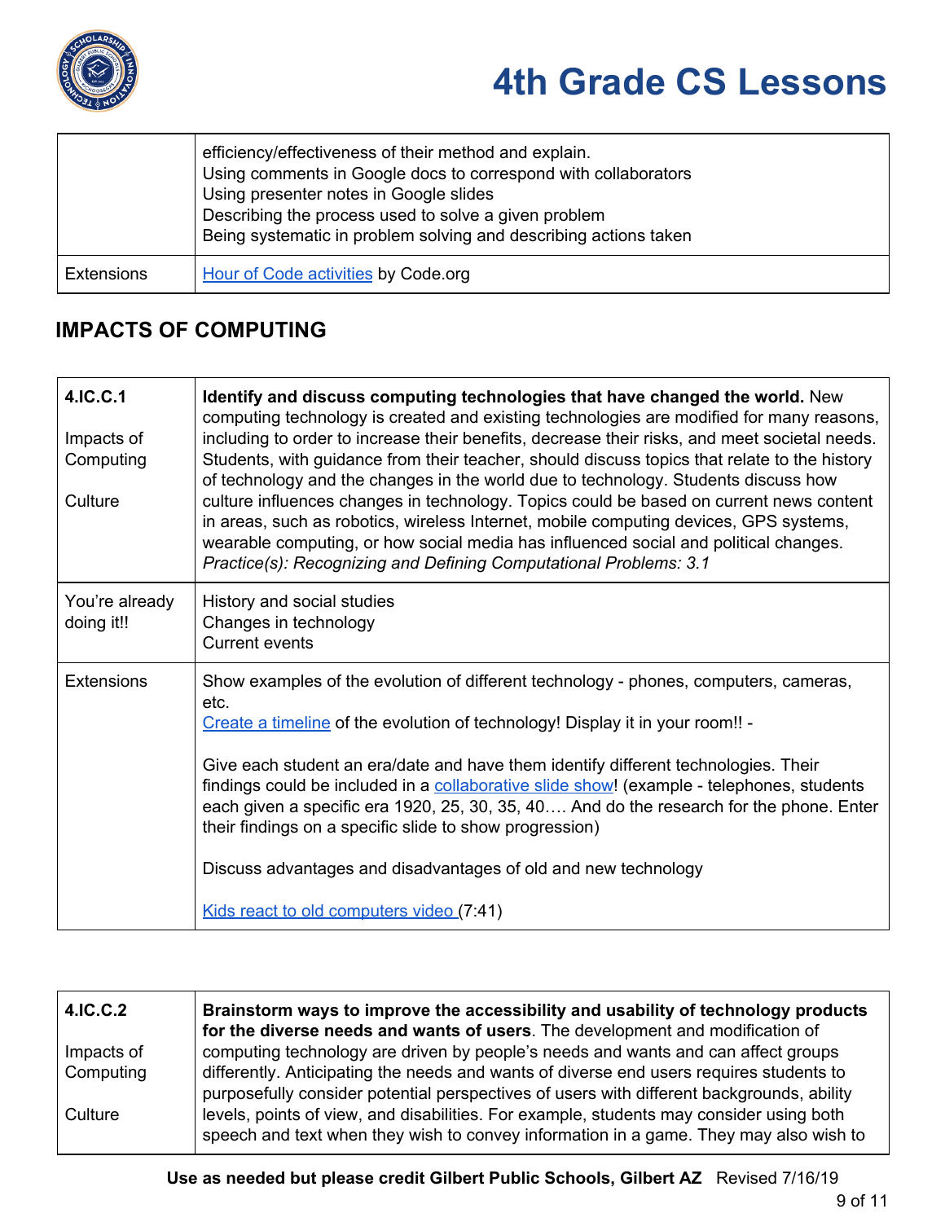| | |
|---|---|
| | efficiency/effectiveness of their method and explain.<br>Using comments in Google docs to correspond with collaborators<br>Using presenter notes in Google slides<br>Describing the process used to solve a given problem<br>Being systematic in problem solving and describing actions taken |
| Extensions | Hour of Code activities by Code.org |

## IMPACTS OF COMPUTING

| | |
|---|---|
| **4.IC.C.1**<br><br>Impacts of Computing<br><br>Culture | **Identify and discuss computing technologies that have changed the world.** New computing technology is created and existing technologies are modified for many reasons, including to order to increase their benefits, decrease their risks, and meet societal needs. Students, with guidance from their teacher, should discuss topics that relate to the history of technology and the changes in the world due to technology. Students discuss how culture influences changes in technology. Topics could be based on current news content in areas, such as robotics, wireless Internet, mobile computing devices, GPS systems, wearable computing, or how social media has influenced social and political changes. *Practice(s): Recognizing and Defining Computational Problems: 3.1* |
| You're already doing it!! | History and social studies<br>Changes in technology<br>Current events |
| Extensions | Show examples of the evolution of different technology - phones, computers, cameras, etc.<br>Create a timeline of the evolution of technology! Display it in your room!! -<br><br>Give each student an era/date and have them identify different technologies. Their findings could be included in a collaborative slide show! (example - telephones, students each given a specific era 1920, 25, 30, 35, 40…. And do the research for the phone. Enter their findings on a specific slide to show progression)<br><br>Discuss advantages and disadvantages of old and new technology<br><br>Kids react to old computers video (7:41) |

| | |
|---|---|
| **4.IC.C.2**<br><br>Impacts of Computing<br><br>Culture | **Brainstorm ways to improve the accessibility and usability of technology products for the diverse needs and wants of users**. The development and modification of computing technology are driven by people's needs and wants and can affect groups differently. Anticipating the needs and wants of diverse end users requires students to purposefully consider potential perspectives of users with different backgrounds, ability levels, points of view, and disabilities. For example, students may consider using both speech and text when they wish to convey information in a game. They may also wish to |

**Use as needed but please credit Gilbert Public Schools, Gilbert AZ** Revised 7/16/19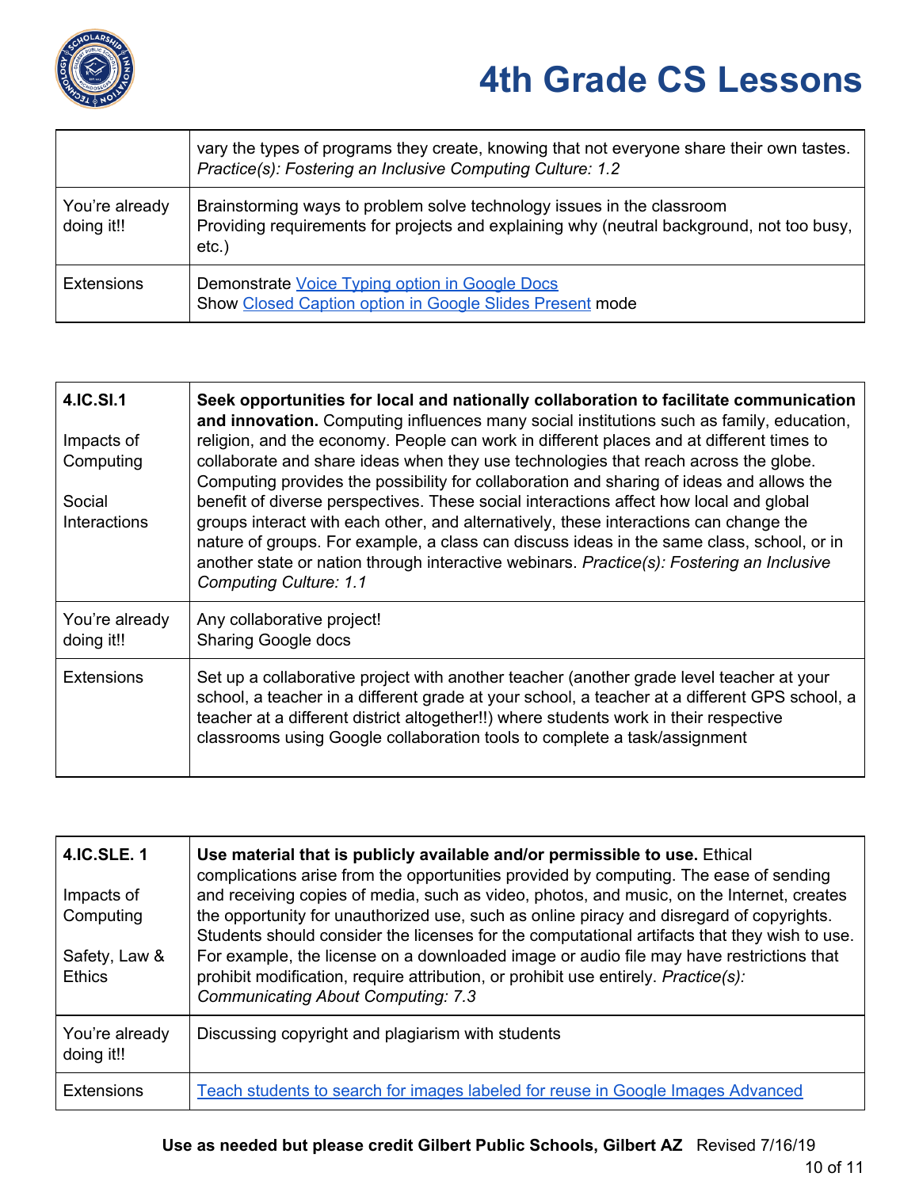|  |  |
|---|---|
|  | vary the types of programs they create, knowing that not everyone share their own tastes. *Practice(s): Fostering an Inclusive Computing Culture: 1.2* |
| You're already doing it!! | Brainstorming ways to problem solve technology issues in the classroom<br>Providing requirements for projects and explaining why (neutral background, not too busy, etc.) |
| Extensions | Demonstrate Voice Typing option in Google Docs<br>Show Closed Caption option in Google Slides Present mode |

| **4.IC.SI.1**<br><br>Impacts of Computing<br><br>Social Interactions | **Seek opportunities for local and nationally collaboration to facilitate communication and innovation.** Computing influences many social institutions such as family, education, religion, and the economy. People can work in different places and at different times to collaborate and share ideas when they use technologies that reach across the globe. Computing provides the possibility for collaboration and sharing of ideas and allows the benefit of diverse perspectives. These social interactions affect how local and global groups interact with each other, and alternatively, these interactions can change the nature of groups. For example, a class can discuss ideas in the same class, school, or in another state or nation through interactive webinars. *Practice(s): Fostering an Inclusive Computing Culture: 1.1* |
|---|---|
| You're already doing it!! | Any collaborative project!<br>Sharing Google docs |
| Extensions | Set up a collaborative project with another teacher (another grade level teacher at your school, a teacher in a different grade at your school, a teacher at a different GPS school, a teacher at a different district altogether!!) where students work in their respective classrooms using Google collaboration tools to complete a task/assignment |

| **4.IC.SLE. 1**<br><br>Impacts of Computing<br><br>Safety, Law & Ethics | **Use material that is publicly available and/or permissible to use.** Ethical complications arise from the opportunities provided by computing. The ease of sending and receiving copies of media, such as video, photos, and music, on the Internet, creates the opportunity for unauthorized use, such as online piracy and disregard of copyrights. Students should consider the licenses for the computational artifacts that they wish to use. For example, the license on a downloaded image or audio file may have restrictions that prohibit modification, require attribution, or prohibit use entirely. *Practice(s): Communicating About Computing: 7.3* |
|---|---|
| You're already doing it!! | Discussing copyright and plagiarism with students |
| Extensions | Teach students to search for images labeled for reuse in Google Images Advanced |

**Use as needed but please credit Gilbert Public Schools, Gilbert AZ** Revised 7/16/19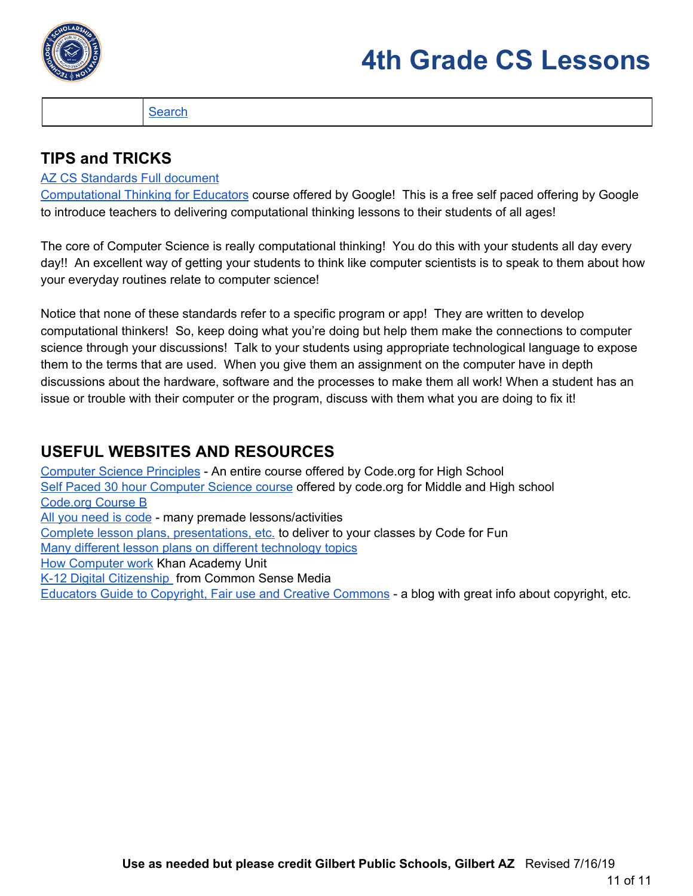# 4th Grade CS Lessons

| | Search |
|---|---|

## TIPS and TRICKS

AZ CS Standards Full document
Computational Thinking for Educators course offered by Google! This is a free self paced offering by Google to introduce teachers to delivering computational thinking lessons to their students of all ages!

The core of Computer Science is really computational thinking! You do this with your students all day every day!! An excellent way of getting your students to think like computer scientists is to speak to them about how your everyday routines relate to computer science!

Notice that none of these standards refer to a specific program or app! They are written to develop computational thinkers! So, keep doing what you're doing but help them make the connections to computer science through your discussions! Talk to your students using appropriate technological language to expose them to the terms that are used. When you give them an assignment on the computer have in depth discussions about the hardware, software and the processes to make them all work! When a student has an issue or trouble with their computer or the program, discuss with them what you are doing to fix it!

## USEFUL WEBSITES AND RESOURCES

Computer Science Principles - An entire course offered by Code.org for High School
Self Paced 30 hour Computer Science course offered by code.org for Middle and High school
Code.org Course B
All you need is code - many premade lessons/activities
Complete lesson plans, presentations, etc. to deliver to your classes by Code for Fun
Many different lesson plans on different technology topics
How Computer work Khan Academy Unit
K-12 Digital Citizenship from Common Sense Media
Educators Guide to Copyright, Fair use and Creative Commons - a blog with great info about copyright, etc.

**Use as needed but please credit Gilbert Public Schools, Gilbert AZ** Revised 7/16/19